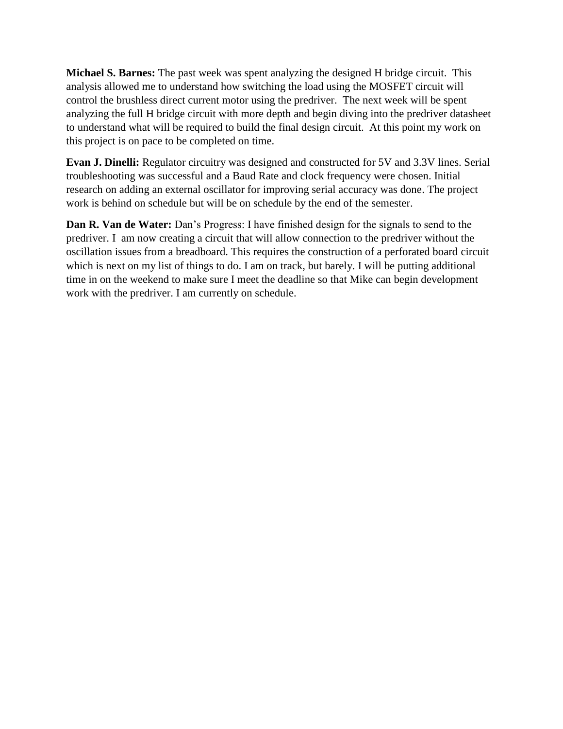**Michael S. Barnes:** The past week was spent analyzing the designed H bridge circuit. This analysis allowed me to understand how switching the load using the MOSFET circuit will control the brushless direct current motor using the predriver. The next week will be spent analyzing the full H bridge circuit with more depth and begin diving into the predriver datasheet to understand what will be required to build the final design circuit. At this point my work on this project is on pace to be completed on time.

**Evan J. Dinelli:** Regulator circuitry was designed and constructed for 5V and 3.3V lines. Serial troubleshooting was successful and a Baud Rate and clock frequency were chosen. Initial research on adding an external oscillator for improving serial accuracy was done. The project work is behind on schedule but will be on schedule by the end of the semester.

**Dan R. Van de Water:** Dan's Progress: I have finished design for the signals to send to the predriver. I am now creating a circuit that will allow connection to the predriver without the oscillation issues from a breadboard. This requires the construction of a perforated board circuit which is next on my list of things to do. I am on track, but barely. I will be putting additional time in on the weekend to make sure I meet the deadline so that Mike can begin development work with the predriver. I am currently on schedule.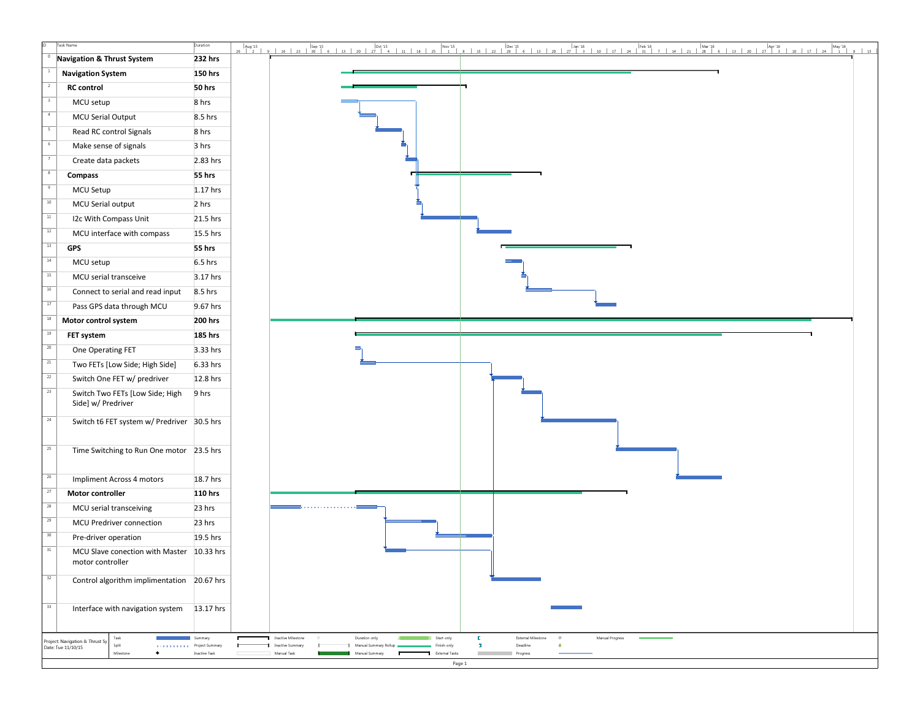| ID | Task Name | Duration |
|---|---|---|
| 0 | **Navigation & Thrust System** | **232 hrs** |
| 1 | **Navigation System** | **150 hrs** |
| 2 | **RC control** | **50 hrs** |
| 3 | MCU setup | 8 hrs |
| 4 | MCU Serial Output | 8.5 hrs |
| 5 | Read RC control Signals | 8 hrs |
| 6 | Make sense of signals | 3 hrs |
| 7 | Create data packets | 2.83 hrs |
| 8 | **Compass** | **55 hrs** |
| 9 | MCU Setup | 1.17 hrs |
| 10 | MCU Serial output | 2 hrs |
| 11 | I2c With Compass Unit | 21.5 hrs |
| 12 | MCU interface with compass | 15.5 hrs |
| 13 | **GPS** | **55 hrs** |
| 14 | MCU setup | 6.5 hrs |
| 15 | MCU serial transceive | 3.17 hrs |
| 16 | Connect to serial and read input | 8.5 hrs |
| 17 | Pass GPS data through MCU | 9.67 hrs |
| 18 | **Motor control system** | **200 hrs** |
| 19 | **FET system** | **185 hrs** |
| 20 | One Operating FET | 3.33 hrs |
| 21 | Two FETs [Low Side; High Side] | 6.33 hrs |
| 22 | Switch One FET w/ predriver | 12.8 hrs |
| 23 | Switch Two FETs [Low Side; High Side] w/ Predriver | 9 hrs |
| 24 | Switch t6 FET system w/ Predriver | 30.5 hrs |
| 25 | Time Switching to Run One motor | 23.5 hrs |
| 26 | Impliment Across 4 motors | 18.7 hrs |
| 27 | **Motor controller** | **110 hrs** |
| 28 | MCU serial transceiving | 23 hrs |
| 29 | MCU Predriver connection | 23 hrs |
| 30 | Pre-driver operation | 19.5 hrs |
| 31 | MCU Slave conection with Master motor controller | 10.33 hrs |
| 32 | Control algorithm implimentation | 20.67 hrs |
| 33 | Interface with navigation system | 13.17 hrs |

Aug '15 | Sep '15 | Oct '15 | Nov '15 | Dec '15 | Jan '16 | Feb '16 | Mar '16 | Apr '16 | May '16

26 2 9 16 23 30 6 13 20 27 4 11 18 25 1 8 15 22 29 6 13 20 27 3 10 17 24 31 7 14 21 28 6 13 20 27 3 10 17 24 1 8 15

Project: Navigation & Thrust Sy
Date: Tue 11/10/15

Task | Split | Milestone | Summary | Project Summary | Inactive Task | Inactive Milestone | Inactive Summary | Manual Task | Duration-only | Manual Summary Rollup | Manual Summary | Start-only | Finish-only | External Tasks | External Milestone | Deadline | Progress | Manual Progress